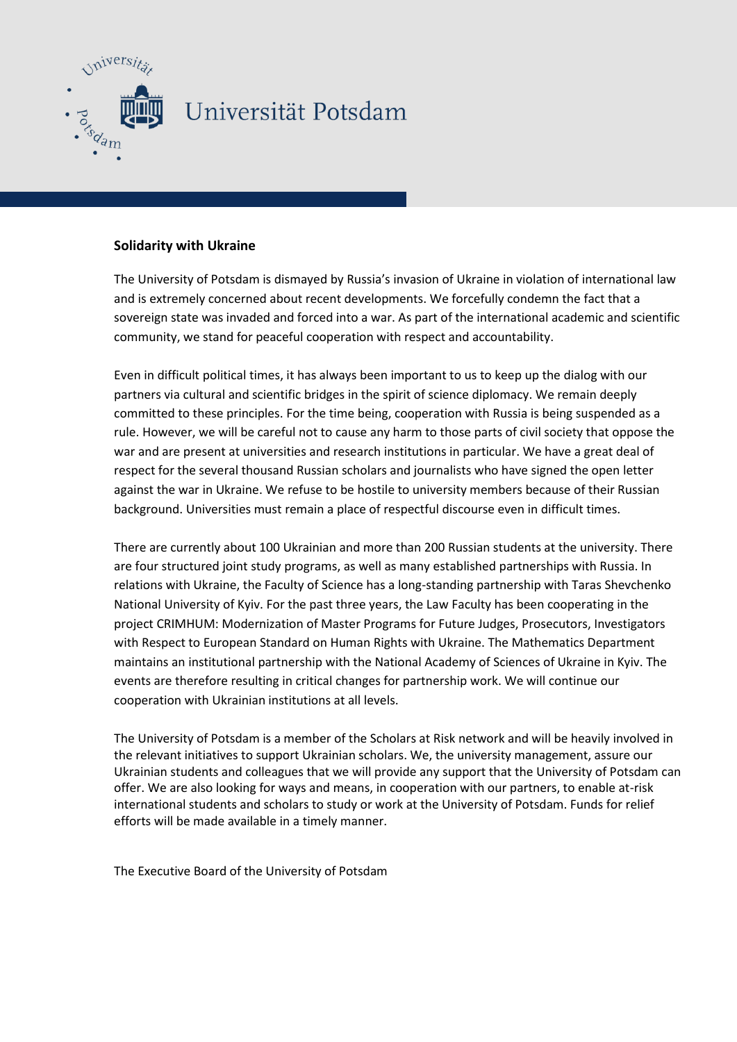Universität Potsdam

**Solidarity with Ukraine**

The University of Potsdam is dismayed by Russia's invasion of Ukraine in violation of international law and is extremely concerned about recent developments. We forcefully condemn the fact that a sovereign state was invaded and forced into a war. As part of the international academic and scientific community, we stand for peaceful cooperation with respect and accountability.

Even in difficult political times, it has always been important to us to keep up the dialog with our partners via cultural and scientific bridges in the spirit of science diplomacy. We remain deeply committed to these principles. For the time being, cooperation with Russia is being suspended as a rule. However, we will be careful not to cause any harm to those parts of civil society that oppose the war and are present at universities and research institutions in particular. We have a great deal of respect for the several thousand Russian scholars and journalists who have signed the open letter against the war in Ukraine. We refuse to be hostile to university members because of their Russian background. Universities must remain a place of respectful discourse even in difficult times.

There are currently about 100 Ukrainian and more than 200 Russian students at the university. There are four structured joint study programs, as well as many established partnerships with Russia. In relations with Ukraine, the Faculty of Science has a long-standing partnership with Taras Shevchenko National University of Kyiv. For the past three years, the Law Faculty has been cooperating in the project CRIMHUM: Modernization of Master Programs for Future Judges, Prosecutors, Investigators with Respect to European Standard on Human Rights with Ukraine. The Mathematics Department maintains an institutional partnership with the National Academy of Sciences of Ukraine in Kyiv. The events are therefore resulting in critical changes for partnership work. We will continue our cooperation with Ukrainian institutions at all levels.

The University of Potsdam is a member of the Scholars at Risk network and will be heavily involved in the relevant initiatives to support Ukrainian scholars. We, the university management, assure our Ukrainian students and colleagues that we will provide any support that the University of Potsdam can offer. We are also looking for ways and means, in cooperation with our partners, to enable at-risk international students and scholars to study or work at the University of Potsdam. Funds for relief efforts will be made available in a timely manner.

The Executive Board of the University of Potsdam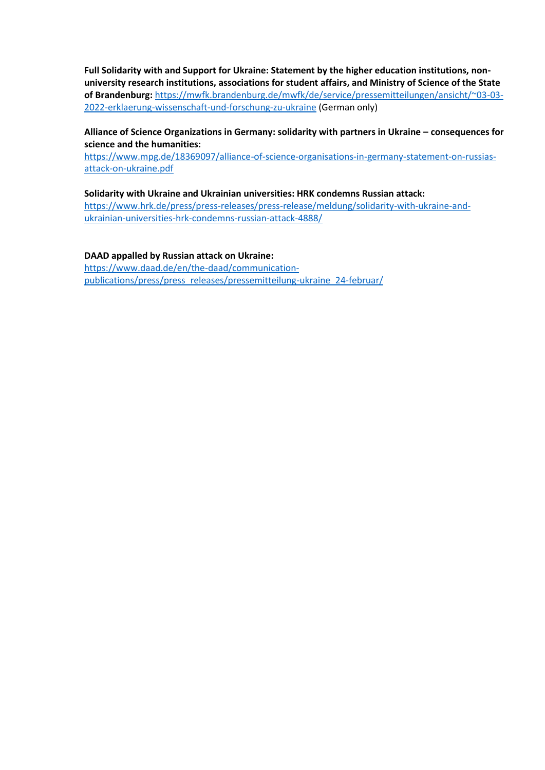**Full Solidarity with and Support for Ukraine: Statement by the higher education institutions, non-university research institutions, associations for student affairs, and Ministry of Science of the State of Brandenburg:** [https://mwfk.brandenburg.de/mwfk/de/service/pressemitteilungen/ansicht/~03-03-2022-erklaerung-wissenschaft-und-forschung-zu-ukraine](https://mwfk.brandenburg.de/mwfk/de/service/pressemitteilungen/ansicht/~03-03-2022-erklaerung-wissenschaft-und-forschung-zu-ukraine) (German only)

**Alliance of Science Organizations in Germany: solidarity with partners in Ukraine – consequences for science and the humanities:**
[https://www.mpg.de/18369097/alliance-of-science-organisations-in-germany-statement-on-russias-attack-on-ukraine.pdf](https://www.mpg.de/18369097/alliance-of-science-organisations-in-germany-statement-on-russias-attack-on-ukraine.pdf)

**Solidarity with Ukraine and Ukrainian universities: HRK condemns Russian attack:**
[https://www.hrk.de/press/press-releases/press-release/meldung/solidarity-with-ukraine-and-ukrainian-universities-hrk-condemns-russian-attack-4888/](https://www.hrk.de/press/press-releases/press-release/meldung/solidarity-with-ukraine-and-ukrainian-universities-hrk-condemns-russian-attack-4888/)

**DAAD appalled by Russian attack on Ukraine:**
[https://www.daad.de/en/the-daad/communication-publications/press/press_releases/pressemitteilung-ukraine_24-februar/](https://www.daad.de/en/the-daad/communication-publications/press/press_releases/pressemitteilung-ukraine_24-februar/)